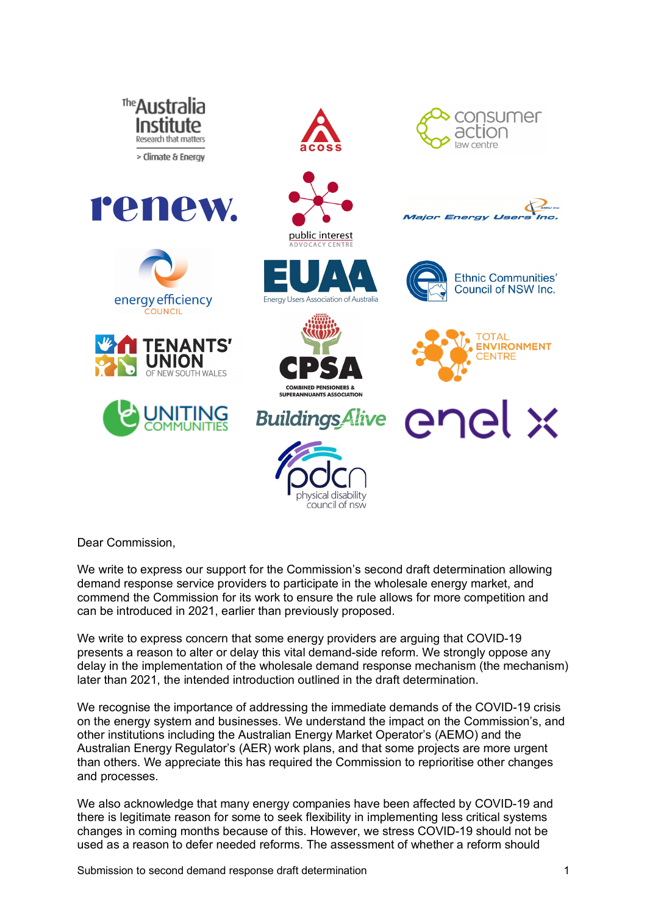Dear Commission,

We write to express our support for the Commission's second draft determination allowing demand response service providers to participate in the wholesale energy market, and commend the Commission for its work to ensure the rule allows for more competition and can be introduced in 2021, earlier than previously proposed.

We write to express concern that some energy providers are arguing that COVID-19 presents a reason to alter or delay this vital demand-side reform. We strongly oppose any delay in the implementation of the wholesale demand response mechanism (the mechanism) later than 2021, the intended introduction outlined in the draft determination.

We recognise the importance of addressing the immediate demands of the COVID-19 crisis on the energy system and businesses. We understand the impact on the Commission's, and other institutions including the Australian Energy Market Operator's (AEMO) and the Australian Energy Regulator's (AER) work plans, and that some projects are more urgent than others. We appreciate this has required the Commission to reprioritise other changes and processes.

We also acknowledge that many energy companies have been affected by COVID-19 and there is legitimate reason for some to seek flexibility in implementing less critical systems changes in coming months because of this. However, we stress COVID-19 should not be used as a reason to defer needed reforms. The assessment of whether a reform should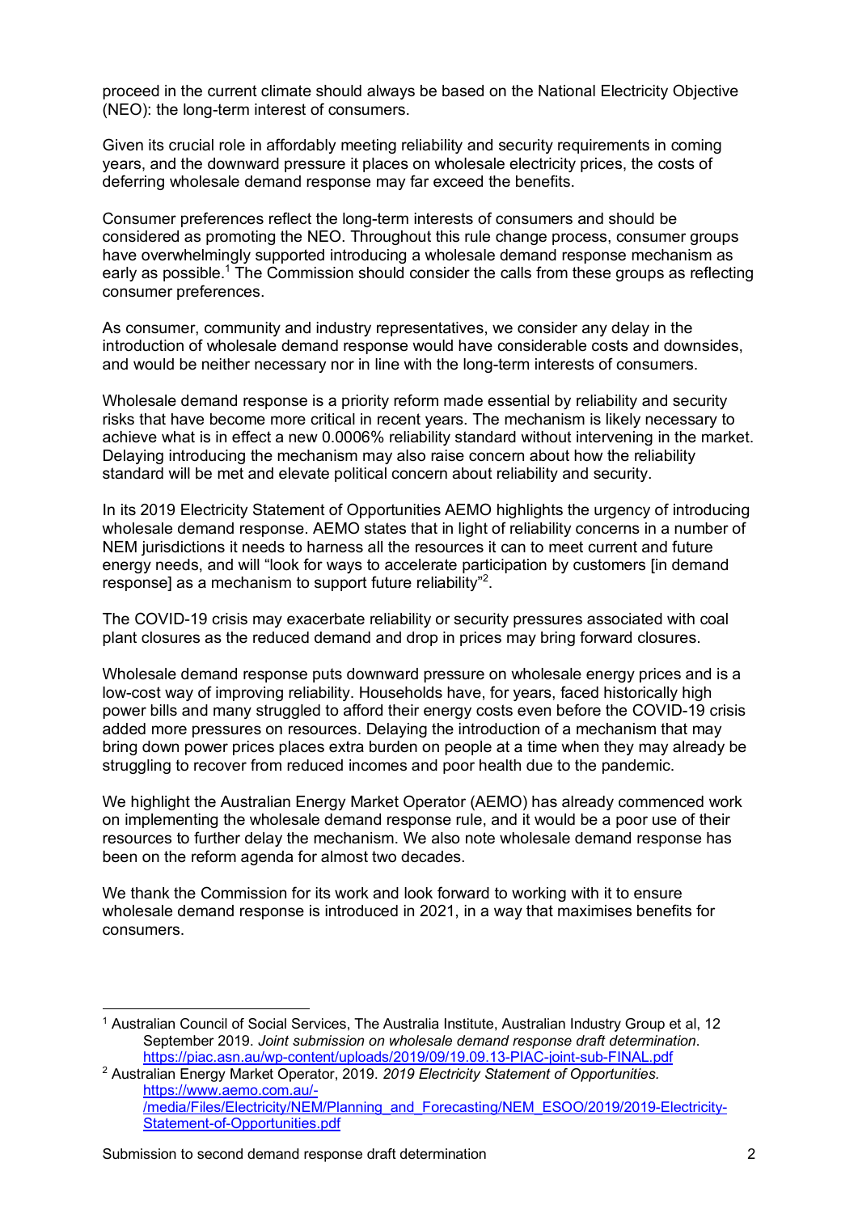proceed in the current climate should always be based on the National Electricity Objective (NEO): the long-term interest of consumers.

Given its crucial role in affordably meeting reliability and security requirements in coming years, and the downward pressure it places on wholesale electricity prices, the costs of deferring wholesale demand response may far exceed the benefits.

Consumer preferences reflect the long-term interests of consumers and should be considered as promoting the NEO. Throughout this rule change process, consumer groups have overwhelmingly supported introducing a wholesale demand response mechanism as early as possible.[1] The Commission should consider the calls from these groups as reflecting consumer preferences.

As consumer, community and industry representatives, we consider any delay in the introduction of wholesale demand response would have considerable costs and downsides, and would be neither necessary nor in line with the long-term interests of consumers.

Wholesale demand response is a priority reform made essential by reliability and security risks that have become more critical in recent years. The mechanism is likely necessary to achieve what is in effect a new 0.0006% reliability standard without intervening in the market. Delaying introducing the mechanism may also raise concern about how the reliability standard will be met and elevate political concern about reliability and security.

In its 2019 Electricity Statement of Opportunities AEMO highlights the urgency of introducing wholesale demand response. AEMO states that in light of reliability concerns in a number of NEM jurisdictions it needs to harness all the resources it can to meet current and future energy needs, and will "look for ways to accelerate participation by customers [in demand response] as a mechanism to support future reliability"[2].

The COVID-19 crisis may exacerbate reliability or security pressures associated with coal plant closures as the reduced demand and drop in prices may bring forward closures.

Wholesale demand response puts downward pressure on wholesale energy prices and is a low-cost way of improving reliability. Households have, for years, faced historically high power bills and many struggled to afford their energy costs even before the COVID-19 crisis added more pressures on resources. Delaying the introduction of a mechanism that may bring down power prices places extra burden on people at a time when they may already be struggling to recover from reduced incomes and poor health due to the pandemic.

We highlight the Australian Energy Market Operator (AEMO) has already commenced work on implementing the wholesale demand response rule, and it would be a poor use of their resources to further delay the mechanism. We also note wholesale demand response has been on the reform agenda for almost two decades.

We thank the Commission for its work and look forward to working with it to ensure wholesale demand response is introduced in 2021, in a way that maximises benefits for consumers.

---

[1] Australian Council of Social Services, The Australia Institute, Australian Industry Group et al, 12 September 2019. *Joint submission on wholesale demand response draft determination*. https://piac.asn.au/wp-content/uploads/2019/09/19.09.13-PIAC-joint-sub-FINAL.pdf

[2] Australian Energy Market Operator, 2019. *2019 Electricity Statement of Opportunities.* https://www.aemo.com.au/-/media/Files/Electricity/NEM/Planning_and_Forecasting/NEM_ESOO/2019/2019-Electricity-Statement-of-Opportunities.pdf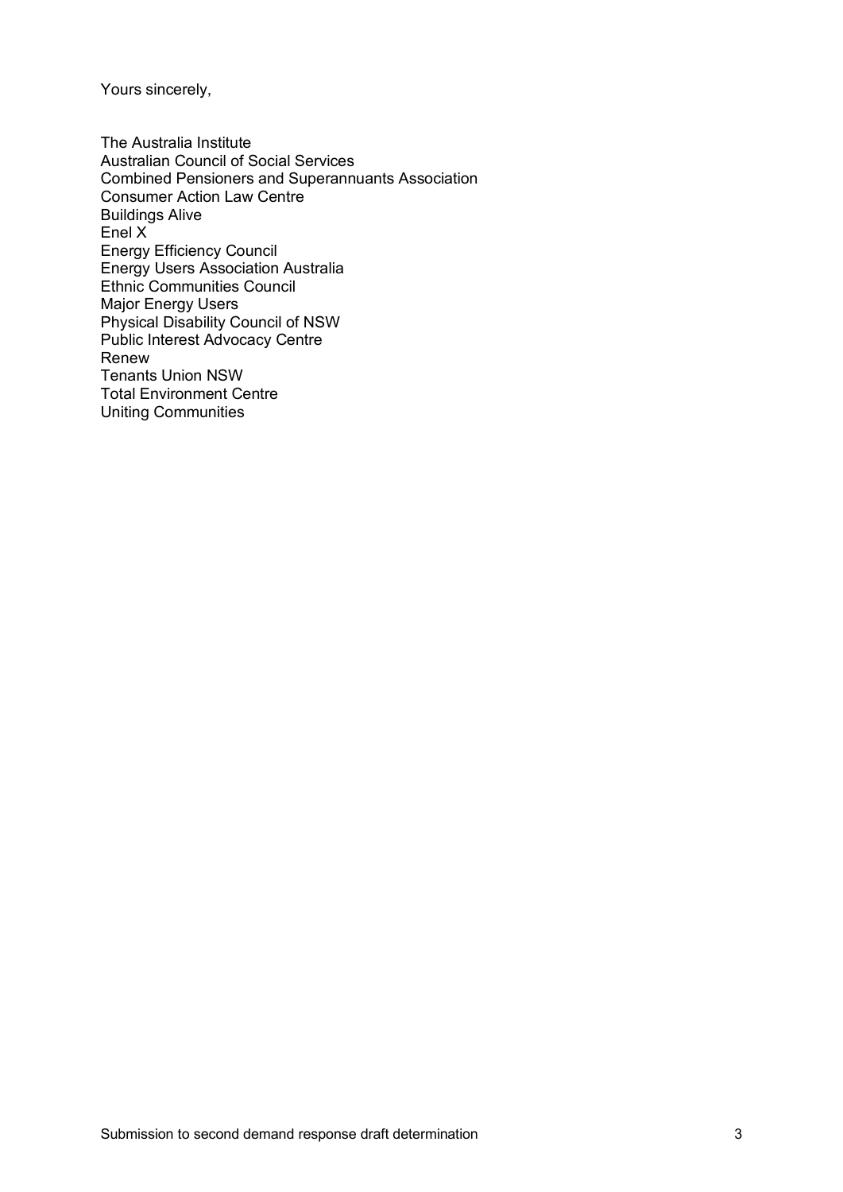Yours sincerely,

The Australia Institute
Australian Council of Social Services
Combined Pensioners and Superannuants Association
Consumer Action Law Centre
Buildings Alive
Enel X
Energy Efficiency Council
Energy Users Association Australia
Ethnic Communities Council
Major Energy Users
Physical Disability Council of NSW
Public Interest Advocacy Centre
Renew
Tenants Union NSW
Total Environment Centre
Uniting Communities